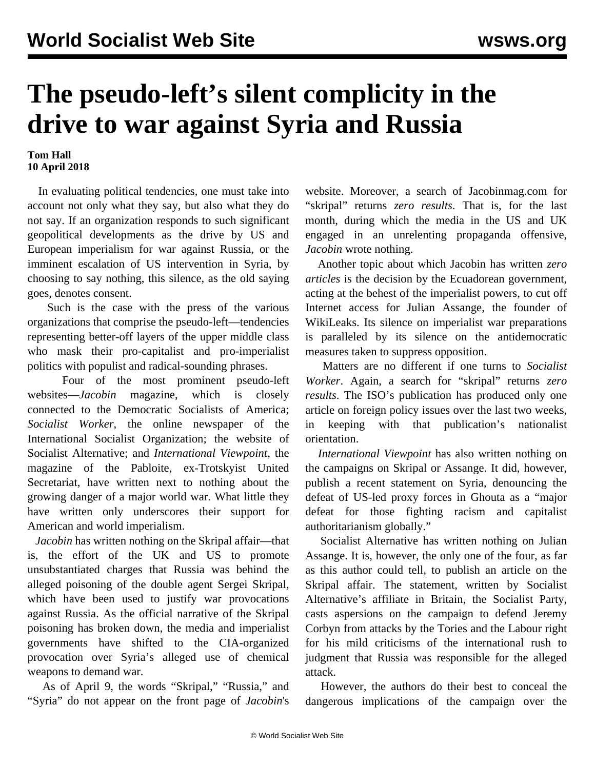# The pseudo-left's silent complicity in the drive to war against Syria and Russia

**Tom Hall**
**10 April 2018**

In evaluating political tendencies, one must take into account not only what they say, but also what they do not say. If an organization responds to such significant geopolitical developments as the drive by US and European imperialism for war against Russia, or the imminent escalation of US intervention in Syria, by choosing to say nothing, this silence, as the old saying goes, denotes consent.

Such is the case with the press of the various organizations that comprise the pseudo-left—tendencies representing better-off layers of the upper middle class who mask their pro-capitalist and pro-imperialist politics with populist and radical-sounding phrases.

Four of the most prominent pseudo-left websites—*Jacobin* magazine, which is closely connected to the Democratic Socialists of America; *Socialist Worker*, the online newspaper of the International Socialist Organization; the website of Socialist Alternative; and *International Viewpoint*, the magazine of the Pabloite, ex-Trotskyist United Secretariat, have written next to nothing about the growing danger of a major world war. What little they have written only underscores their support for American and world imperialism.

*Jacobin* has written nothing on the Skripal affair—that is, the effort of the UK and US to promote unsubstantiated charges that Russia was behind the alleged poisoning of the double agent Sergei Skripal, which have been used to justify war provocations against Russia. As the official narrative of the Skripal poisoning has broken down, the media and imperialist governments have shifted to the CIA-organized provocation over Syria's alleged use of chemical weapons to demand war.

As of April 9, the words "Skripal," "Russia," and "Syria" do not appear on the front page of *Jacobin*'s website. Moreover, a search of Jacobinmag.com for "skripal" returns *zero results*. That is, for the last month, during which the media in the US and UK engaged in an unrelenting propaganda offensive, *Jacobin* wrote nothing.

Another topic about which Jacobin has written *zero articles* is the decision by the Ecuadorean government, acting at the behest of the imperialist powers, to cut off Internet access for Julian Assange, the founder of WikiLeaks. Its silence on imperialist war preparations is paralleled by its silence on the antidemocratic measures taken to suppress opposition.

Matters are no different if one turns to *Socialist Worker*. Again, a search for "skripal" returns *zero results*. The ISO's publication has produced only one article on foreign policy issues over the last two weeks, in keeping with that publication's nationalist orientation.

*International Viewpoint* has also written nothing on the campaigns on Skripal or Assange. It did, however, publish a recent statement on Syria, denouncing the defeat of US-led proxy forces in Ghouta as a "major defeat for those fighting racism and capitalist authoritarianism globally."

Socialist Alternative has written nothing on Julian Assange. It is, however, the only one of the four, as far as this author could tell, to publish an article on the Skripal affair. The statement, written by Socialist Alternative's affiliate in Britain, the Socialist Party, casts aspersions on the campaign to defend Jeremy Corbyn from attacks by the Tories and the Labour right for his mild criticisms of the international rush to judgment that Russia was responsible for the alleged attack.

However, the authors do their best to conceal the dangerous implications of the campaign over the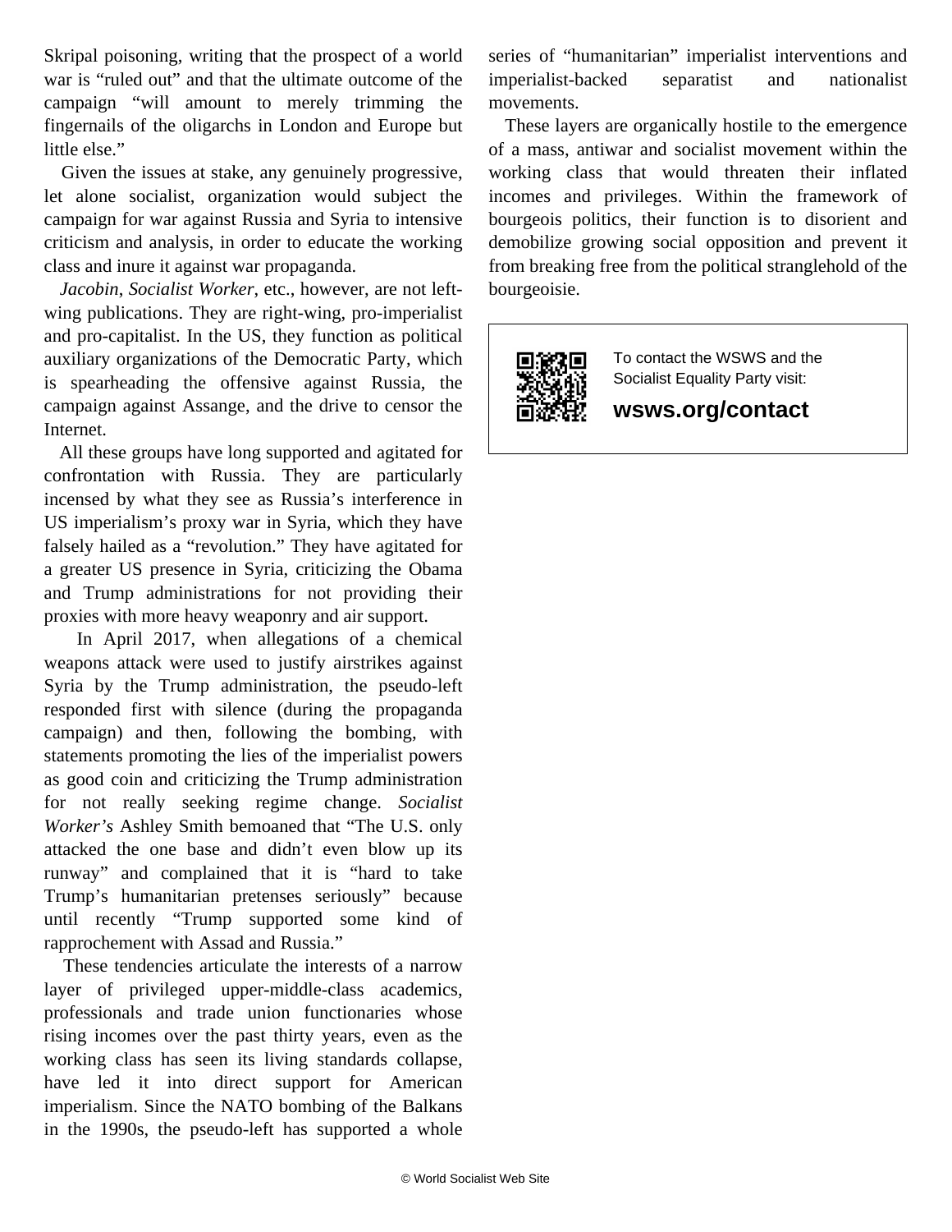Skripal poisoning, writing that the prospect of a world war is "ruled out" and that the ultimate outcome of the campaign "will amount to merely trimming the fingernails of the oligarchs in London and Europe but little else."

Given the issues at stake, any genuinely progressive, let alone socialist, organization would subject the campaign for war against Russia and Syria to intensive criticism and analysis, in order to educate the working class and inure it against war propaganda.

*Jacobin*, *Socialist Worker*, etc., however, are not left-wing publications. They are right-wing, pro-imperialist and pro-capitalist. In the US, they function as political auxiliary organizations of the Democratic Party, which is spearheading the offensive against Russia, the campaign against Assange, and the drive to censor the Internet.

All these groups have long supported and agitated for confrontation with Russia. They are particularly incensed by what they see as Russia's interference in US imperialism's proxy war in Syria, which they have falsely hailed as a "revolution." They have agitated for a greater US presence in Syria, criticizing the Obama and Trump administrations for not providing their proxies with more heavy weaponry and air support.

In April 2017, when allegations of a chemical weapons attack were used to justify airstrikes against Syria by the Trump administration, the pseudo-left responded first with silence (during the propaganda campaign) and then, following the bombing, with statements promoting the lies of the imperialist powers as good coin and criticizing the Trump administration for not really seeking regime change. *Socialist Worker's* Ashley Smith bemoaned that "The U.S. only attacked the one base and didn't even blow up its runway" and complained that it is "hard to take Trump's humanitarian pretenses seriously" because until recently "Trump supported some kind of rapprochement with Assad and Russia."

These tendencies articulate the interests of a narrow layer of privileged upper-middle-class academics, professionals and trade union functionaries whose rising incomes over the past thirty years, even as the working class has seen its living standards collapse, have led it into direct support for American imperialism. Since the NATO bombing of the Balkans in the 1990s, the pseudo-left has supported a whole series of "humanitarian" imperialist interventions and imperialist-backed separatist and nationalist movements.

These layers are organically hostile to the emergence of a mass, antiwar and socialist movement within the working class that would threaten their inflated incomes and privileges. Within the framework of bourgeois politics, their function is to disorient and demobilize growing social opposition and prevent it from breaking free from the political stranglehold of the bourgeoisie.

To contact the WSWS and the Socialist Equality Party visit:

**wsws.org/contact**